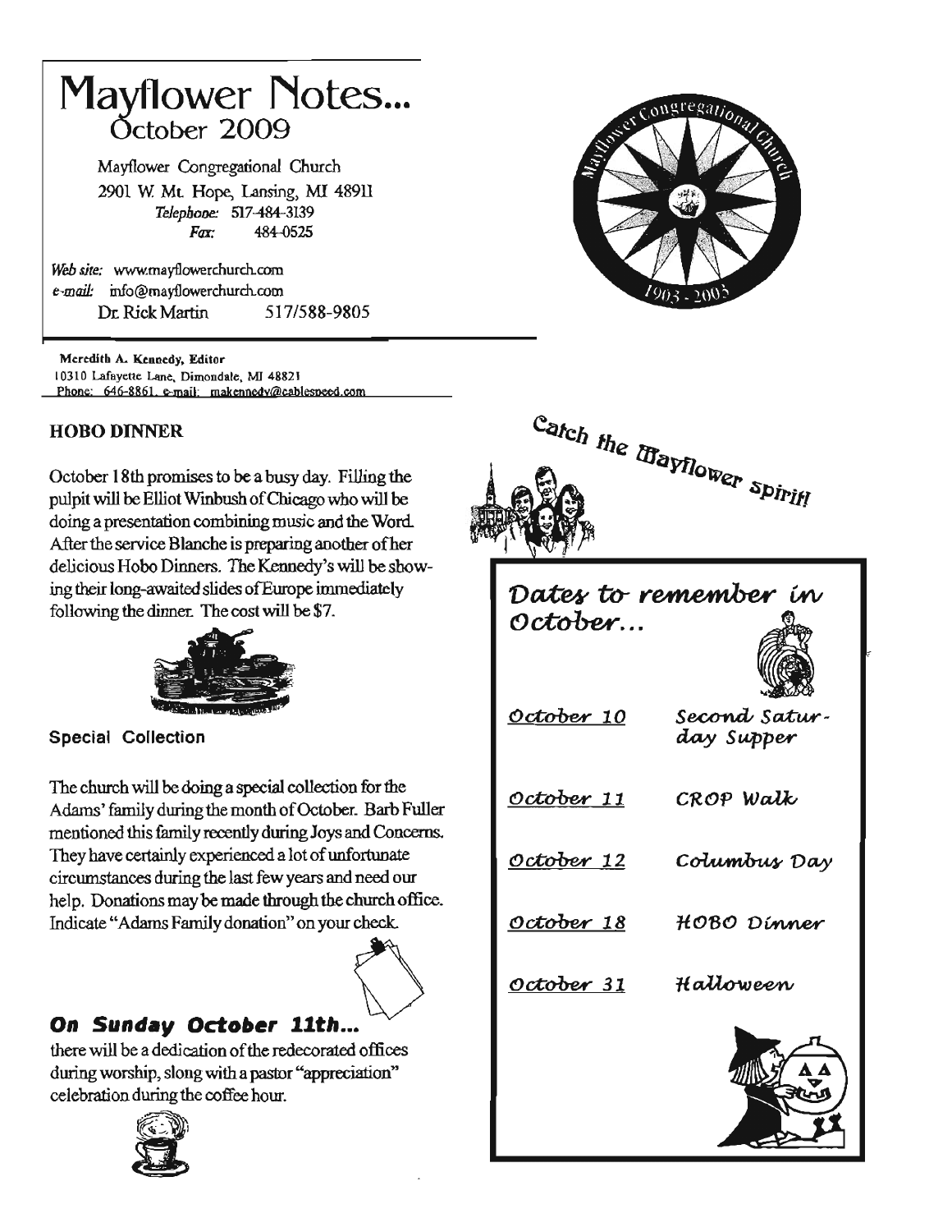# Mayflower Notes...

## October 2009

Mayflower Congregational Church
2901 W. Mt. Hope, Lansing, MI 48911
*Telephone:* 517-484-3139
*Fax:* 484-0525

*Web site:* www.mayflowerchurch.com
*e-mail:* info@mayflowerchurch.com
Dr. Rick Martin 517/588-9805

**Meredith A. Kennedy, Editor**
10310 Lafayette Lane, Dimondale, MI 48821
Phone: 646-8861, e-mail: makennedy@cablespeed.com

### HOBO DINNER

October 18th promises to be a busy day. Filling the pulpit will be Elliot Winbush of Chicago who will be doing a presentation combining music and the Word. After the service Blanche is preparing another of her delicious Hobo Dinners. The Kennedy's will be showing their long-awaited slides of Europe immediately following the dinner. The cost will be $7.

### Special Collection

The church will be doing a special collection for the Adams' family during the month of October. Barb Fuller mentioned this family recently during Joys and Concerns. They have certainly experienced a lot of unfortunate circumstances during the last few years and need our help. Donations may be made through the church office. Indicate "Adams Family donation" on your check.

### *On Sunday October 11th...*

there will be a dedication of the redecorated offices during worship, slong with a pastor "appreciation" celebration during the coffee hour.

*Catch the Mayflower spirit!*

### *Dates to remember in October...*

| | |
|---|---|
| *October 10* | *Second Saturday Supper* |
| *October 11* | *CROP Walk* |
| *October 12* | *Columbus Day* |
| *October 18* | *HOBO Dinner* |
| *October 31* | *Halloween* |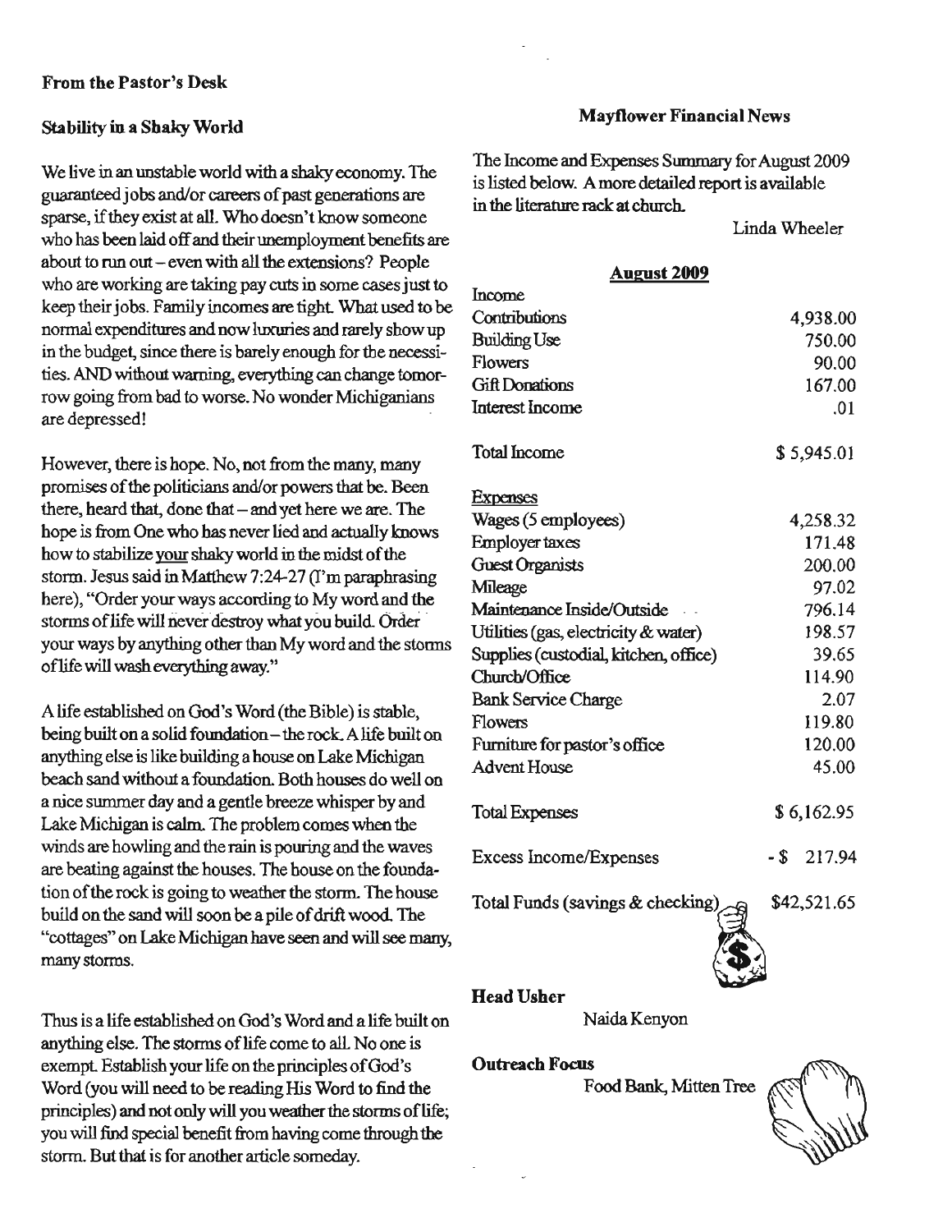## From the Pastor's Desk

### Stability in a Shaky World

We live in an unstable world with a shaky economy. The guaranteed jobs and/or careers of past generations are sparse, if they exist at all. Who doesn't know someone who has been laid off and their unemployment benefits are about to run out – even with all the extensions? People who are working are taking pay cuts in some cases just to keep their jobs. Family incomes are tight. What used to be normal expenditures and now luxuries and rarely show up in the budget, since there is barely enough for the necessities. AND without warning, everything can change tomorrow going from bad to worse. No wonder Michiganians are depressed!

However, there is hope. No, not from the many, many promises of the politicians and/or powers that be. Been there, heard that, done that – and yet here we are. The hope is from One who has never lied and actually knows how to stabilize your shaky world in the midst of the storm. Jesus said in Matthew 7:24-27 (I'm paraphrasing here), "Order your ways according to My word and the storms of life will never destroy what you build. Order your ways by anything other than My word and the storms of life will wash everything away."

A life established on God's Word (the Bible) is stable, being built on a solid foundation – the rock. A life built on anything else is like building a house on Lake Michigan beach sand without a foundation. Both houses do well on a nice summer day and a gentle breeze whisper by and Lake Michigan is calm. The problem comes when the winds are howling and the rain is pouring and the waves are beating against the houses. The house on the foundation of the rock is going to weather the storm. The house build on the sand will soon be a pile of drift wood. The "cottages" on Lake Michigan have seen and will see many, many storms.

Thus is a life established on God's Word and a life built on anything else. The storms of life come to all. No one is exempt. Establish your life on the principles of God's Word (you will need to be reading His Word to find the principles) and not only will you weather the storms of life; you will find special benefit from having come through the storm. But that is for another article someday.

## Mayflower Financial News

The Income and Expenses Summary for August 2009 is listed below. A more detailed report is available in the literature rack at church.

Linda Wheeler

**August 2009**

| | |
|---|---|
| **Income** | |
| Contributions | 4,938.00 |
| Building Use | 750.00 |
| Flowers | 90.00 |
| Gift Donations | 167.00 |
| Interest Income | .01 |
| Total Income | $ 5,945.01 |
| **Expenses** | |
| Wages (5 employees) | 4,258.32 |
| Employer taxes | 171.48 |
| Guest Organists | 200.00 |
| Mileage | 97.02 |
| Maintenance Inside/Outside | 796.14 |
| Utilities (gas, electricity & water) | 198.57 |
| Supplies (custodial, kitchen, office) | 39.65 |
| Church/Office | 114.90 |
| Bank Service Charge | 2.07 |
| Flowers | 119.80 |
| Furniture for pastor's office | 120.00 |
| Advent House | 45.00 |
| Total Expenses | $ 6,162.95 |
| Excess Income/Expenses | - $ 217.94 |
| Total Funds (savings & checking) | $42,521.65 |

**Head Usher**

Naida Kenyon

**Outreach Focus**

Food Bank, Mitten Tree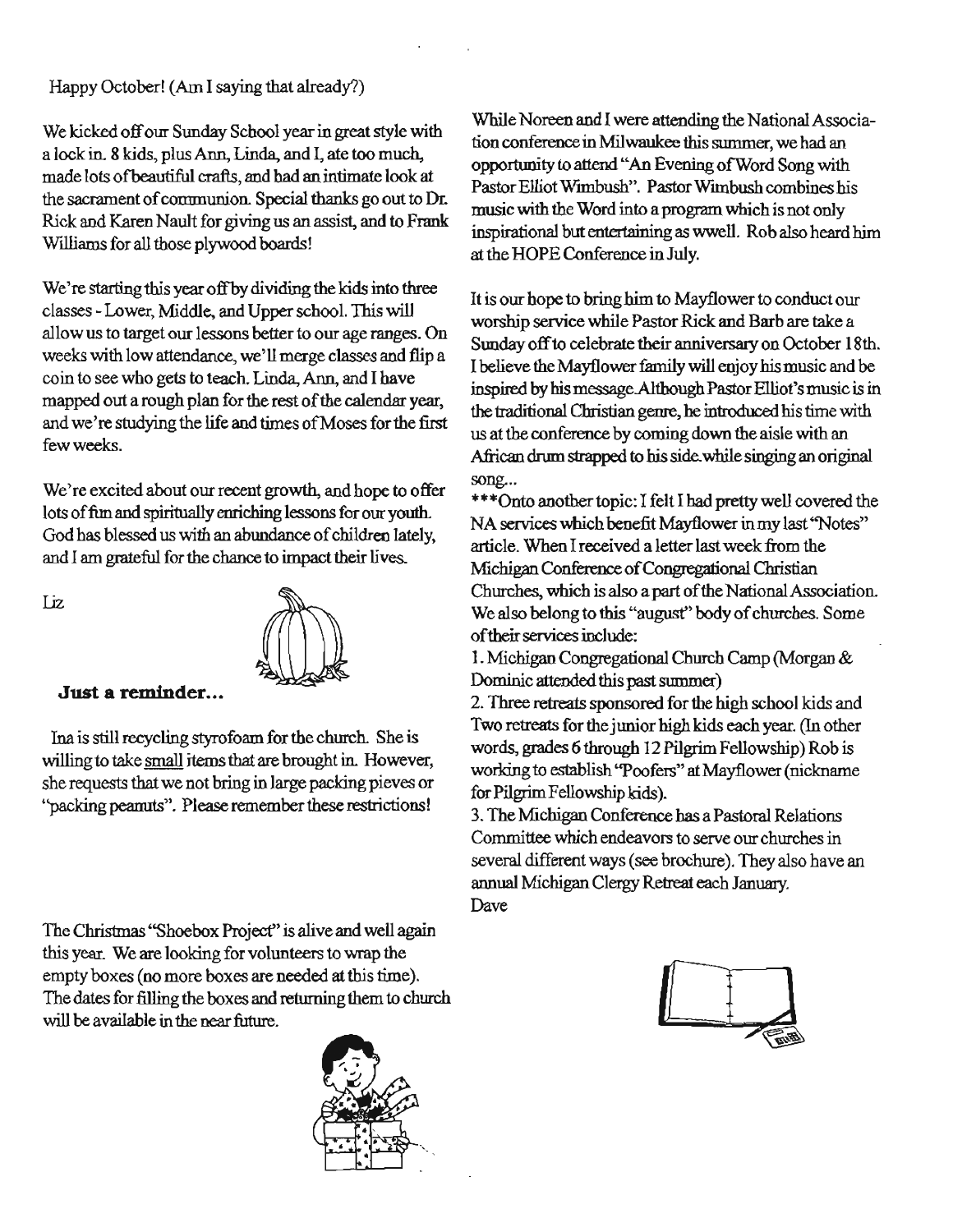Happy October! (Am I saying that already?)

We kicked off our Sunday School year in great style with a lock in. 8 kids, plus Ann, Linda, and I, ate too much, made lots of beautiful crafts, and had an intimate look at the sacrament of communion. Special thanks go out to Dr. Rick and Karen Nault for giving us an assist, and to Frank Williams for all those plywood boards!

We're starting this year off by dividing the kids into three classes - Lower, Middle, and Upper school. This will allow us to target our lessons better to our age ranges. On weeks with low attendance, we'll merge classes and flip a coin to see who gets to teach. Linda, Ann, and I have mapped out a rough plan for the rest of the calendar year, and we're studying the life and times of Moses for the first few weeks.

We're excited about our recent growth, and hope to offer lots of fun and spiritually enriching lessons for our youth. God has blessed us with an abundance of children lately, and I am grateful for the chance to impact their lives.

Liz

**Just a reminder...**

Ina is still recycling styrofoam for the church. She is willing to take small items that are brought in. However, she requests that we not bring in large packing pieves or "packing peanuts". Please remember these restrictions!

The Christmas "Shoebox Project" is alive and well again this year. We are looking for volunteers to wrap the empty boxes (no more boxes are needed at this time). The dates for filling the boxes and returning them to church will be available in the near future.

While Noreen and I were attending the National Association conference in Milwaukee this summer, we had an opportunity to attend "An Evening of Word Song with Pastor Elliot Wimbush". Pastor Wimbush combines his music with the Word into a program which is not only inspirational but entertaining as wwell. Rob also heard him at the HOPE Conference in July.

It is our hope to bring him to Mayflower to conduct our worship service while Pastor Rick and Barb are take a Sunday off to celebrate their anniversary on October 18th. I believe the Mayflower family will enjoy his music and be inspired by his message.Although Pastor Elliot's music is in the traditional Christian genre, he introduced his time with us at the conference by coming down the aisle with an African drum strapped to his side.while singing an original song...

***Onto another topic: I felt I had pretty well covered the NA services which benefit Mayflower in my last "Notes" article. When I received a letter last week from the Michigan Conference of Congregational Christian Churches, which is also a part of the National Association. We also belong to this "august" body of churches. Some of their services include:

1. Michigan Congregational Church Camp (Morgan & Dominic attended this past summer)
2. Three retreats sponsored for the high school kids and Two retreats for the junior high kids each year. (In other words, grades 6 through 12 Pilgrim Fellowship) Rob is working to establish "Poofers" at Mayflower (nickname for Pilgrim Fellowship kids).
3. The Michigan Conference has a Pastoral Relations Committee which endeavors to serve our churches in several different ways (see brochure). They also have an annual Michigan Clergy Retreat each January.

Dave